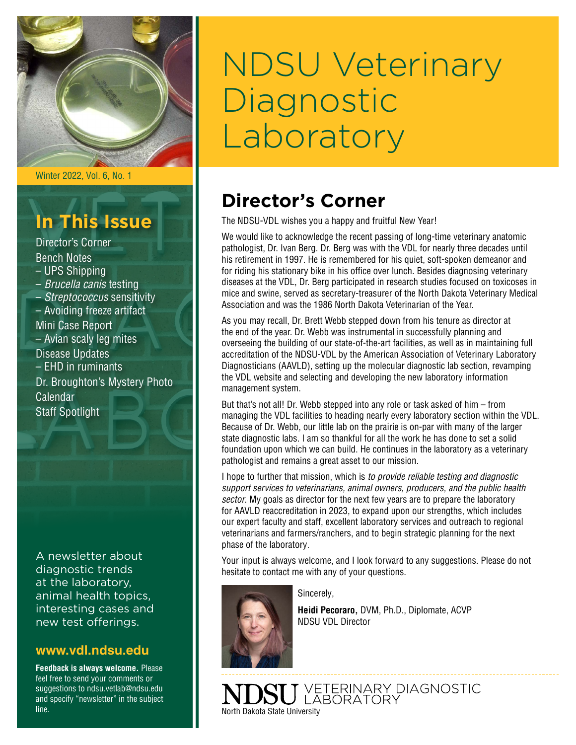# NDSU Veterinary Diagnostic Laboratory

Winter 2022, Vol. 6, No. 1

## In This Issue

Director's Corner
Bench Notes
– UPS Shipping
– *Brucella canis* testing
– *Streptococcus* sensitivity
– Avoiding freeze artifact
Mini Case Report
– Avian scaly leg mites
Disease Updates
– EHD in ruminants
Dr. Broughton's Mystery Photo
Calendar
Staff Spotlight

A newsletter about diagnostic trends at the laboratory, animal health topics, interesting cases and new test offerings.

**www.vdl.ndsu.edu**

**Feedback is always welcome.** Please feel free to send your comments or suggestions to ndsu.vetlab@ndsu.edu and specify "newsletter" in the subject line.

## Director's Corner

The NDSU-VDL wishes you a happy and fruitful New Year!

We would like to acknowledge the recent passing of long-time veterinary anatomic pathologist, Dr. Ivan Berg. Dr. Berg was with the VDL for nearly three decades until his retirement in 1997. He is remembered for his quiet, soft-spoken demeanor and for riding his stationary bike in his office over lunch. Besides diagnosing veterinary diseases at the VDL, Dr. Berg participated in research studies focused on toxicoses in mice and swine, served as secretary-treasurer of the North Dakota Veterinary Medical Association and was the 1986 North Dakota Veterinarian of the Year.

As you may recall, Dr. Brett Webb stepped down from his tenure as director at the end of the year. Dr. Webb was instrumental in successfully planning and overseeing the building of our state-of-the-art facilities, as well as in maintaining full accreditation of the NDSU-VDL by the American Association of Veterinary Laboratory Diagnosticians (AAVLD), setting up the molecular diagnostic lab section, revamping the VDL website and selecting and developing the new laboratory information management system.

But that's not all! Dr. Webb stepped into any role or task asked of him – from managing the VDL facilities to heading nearly every laboratory section within the VDL. Because of Dr. Webb, our little lab on the prairie is on-par with many of the larger state diagnostic labs. I am so thankful for all the work he has done to set a solid foundation upon which we can build. He continues in the laboratory as a veterinary pathologist and remains a great asset to our mission.

I hope to further that mission, which is *to provide reliable testing and diagnostic support services to veterinarians, animal owners, producers, and the public health sector*. My goals as director for the next few years are to prepare the laboratory for AAVLD reaccreditation in 2023, to expand upon our strengths, which includes our expert faculty and staff, excellent laboratory services and outreach to regional veterinarians and farmers/ranchers, and to begin strategic planning for the next phase of the laboratory.

Your input is always welcome, and I look forward to any suggestions. Please do not hesitate to contact me with any of your questions.

Sincerely,

**Heidi Pecoraro,** DVM, Ph.D., Diplomate, ACVP
NDSU VDL Director

NDSU VETERINARY DIAGNOSTIC LABORATORY
North Dakota State University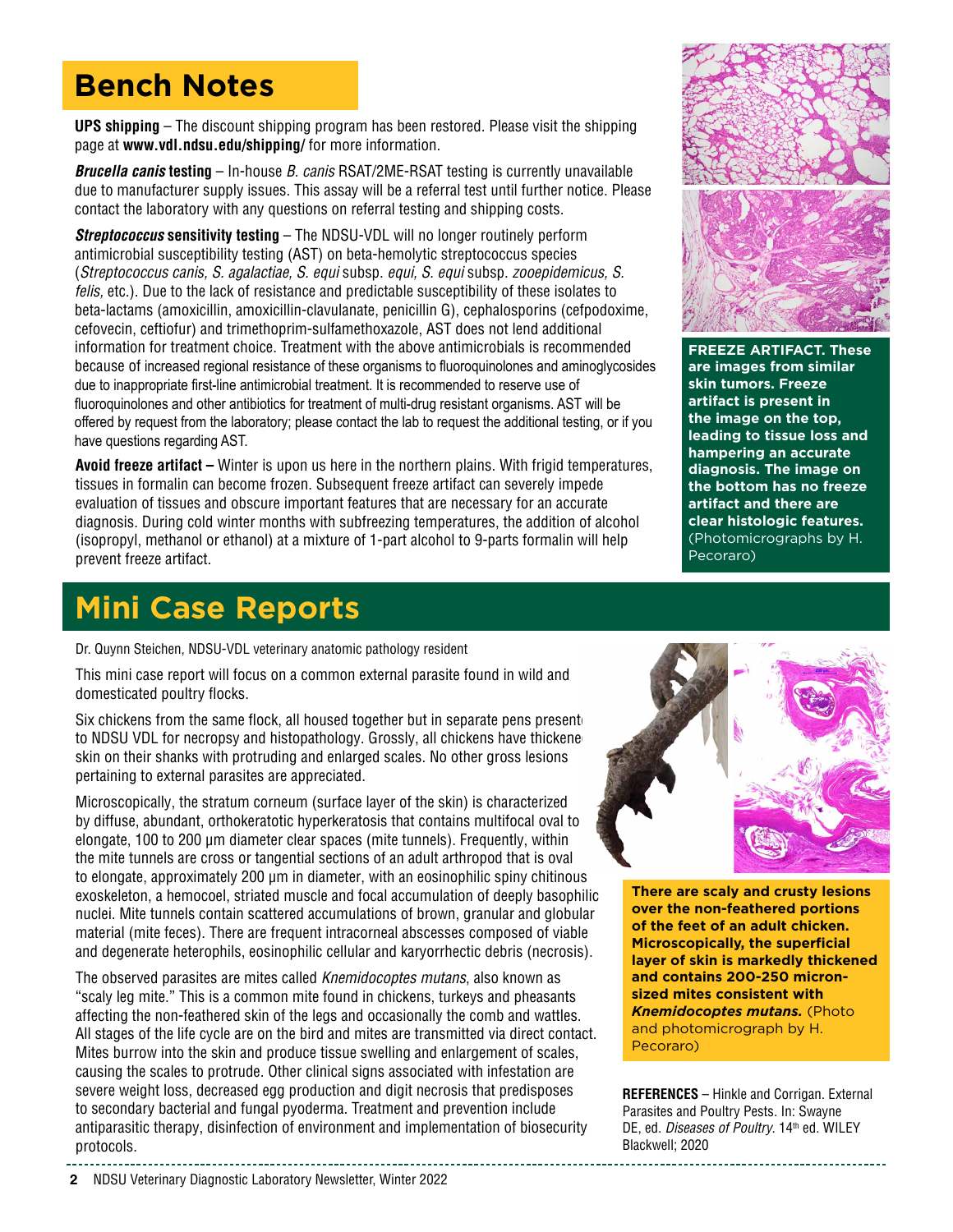# Bench Notes

**UPS shipping** – The discount shipping program has been restored. Please visit the shipping page at **www.vdl.ndsu.edu/shipping/** for more information.

***Brucella canis*** **testing** – In-house *B. canis* RSAT/2ME-RSAT testing is currently unavailable due to manufacturer supply issues. This assay will be a referral test until further notice. Please contact the laboratory with any questions on referral testing and shipping costs.

***Streptococcus*** **sensitivity testing** – The NDSU-VDL will no longer routinely perform antimicrobial susceptibility testing (AST) on beta-hemolytic streptococcus species (*Streptococcus canis, S. agalactiae, S. equi* subsp. *equi, S. equi* subsp. *zooepidemicus, S. felis,* etc.). Due to the lack of resistance and predictable susceptibility of these isolates to beta-lactams (amoxicillin, amoxicillin-clavulanate, penicillin G), cephalosporins (cefpodoxime, cefovecin, ceftiofur) and trimethoprim-sulfamethoxazole, AST does not lend additional information for treatment choice. Treatment with the above antimicrobials is recommended because of increased regional resistance of these organisms to fluoroquinolones and aminoglycosides due to inappropriate first-line antimicrobial treatment. It is recommended to reserve use of fluoroquinolones and other antibiotics for treatment of multi-drug resistant organisms. AST will be offered by request from the laboratory; please contact the lab to request the additional testing, or if you have questions regarding AST.

**Avoid freeze artifact –** Winter is upon us here in the northern plains. With frigid temperatures, tissues in formalin can become frozen. Subsequent freeze artifact can severely impede evaluation of tissues and obscure important features that are necessary for an accurate diagnosis. During cold winter months with subfreezing temperatures, the addition of alcohol (isopropyl, methanol or ethanol) at a mixture of 1-part alcohol to 9-parts formalin will help prevent freeze artifact.

**FREEZE ARTIFACT. These are images from similar skin tumors. Freeze artifact is present in the image on the top, leading to tissue loss and hampering an accurate diagnosis. The image on the bottom has no freeze artifact and there are clear histologic features.** (Photomicrographs by H. Pecoraro)

# Mini Case Reports

Dr. Quynn Steichen, NDSU-VDL veterinary anatomic pathology resident

This mini case report will focus on a common external parasite found in wild and domesticated poultry flocks.

Six chickens from the same flock, all housed together but in separate pens presented to NDSU VDL for necropsy and histopathology. Grossly, all chickens have thickened skin on their shanks with protruding and enlarged scales. No other gross lesions pertaining to external parasites are appreciated.

Microscopically, the stratum corneum (surface layer of the skin) is characterized by diffuse, abundant, orthokeratotic hyperkeratosis that contains multifocal oval to elongate, 100 to 200 µm diameter clear spaces (mite tunnels). Frequently, within the mite tunnels are cross or tangential sections of an adult arthropod that is oval to elongate, approximately 200 µm in diameter, with an eosinophilic spiny chitinous exoskeleton, a hemocoel, striated muscle and focal accumulation of deeply basophilic nuclei. Mite tunnels contain scattered accumulations of brown, granular and globular material (mite feces). There are frequent intracorneal abscesses composed of viable and degenerate heterophils, eosinophilic cellular and karyorrhectic debris (necrosis).

The observed parasites are mites called *Knemidocoptes mutans*, also known as "scaly leg mite." This is a common mite found in chickens, turkeys and pheasants affecting the non-feathered skin of the legs and occasionally the comb and wattles. All stages of the life cycle are on the bird and mites are transmitted via direct contact. Mites burrow into the skin and produce tissue swelling and enlargement of scales, causing the scales to protrude. Other clinical signs associated with infestation are severe weight loss, decreased egg production and digit necrosis that predisposes to secondary bacterial and fungal pyoderma. Treatment and prevention include antiparasitic therapy, disinfection of environment and implementation of biosecurity protocols.

**There are scaly and crusty lesions over the non-feathered portions of the feet of an adult chicken. Microscopically, the superficial layer of skin is markedly thickened and contains 200-250 micron-sized mites consistent with *Knemidocoptes mutans.*** (Photo and photomicrograph by H. Pecoraro)

**REFERENCES** – Hinkle and Corrigan. External Parasites and Poultry Pests. In: Swayne DE, ed. *Diseases of Poultry*. 14th ed. WILEY Blackwell; 2020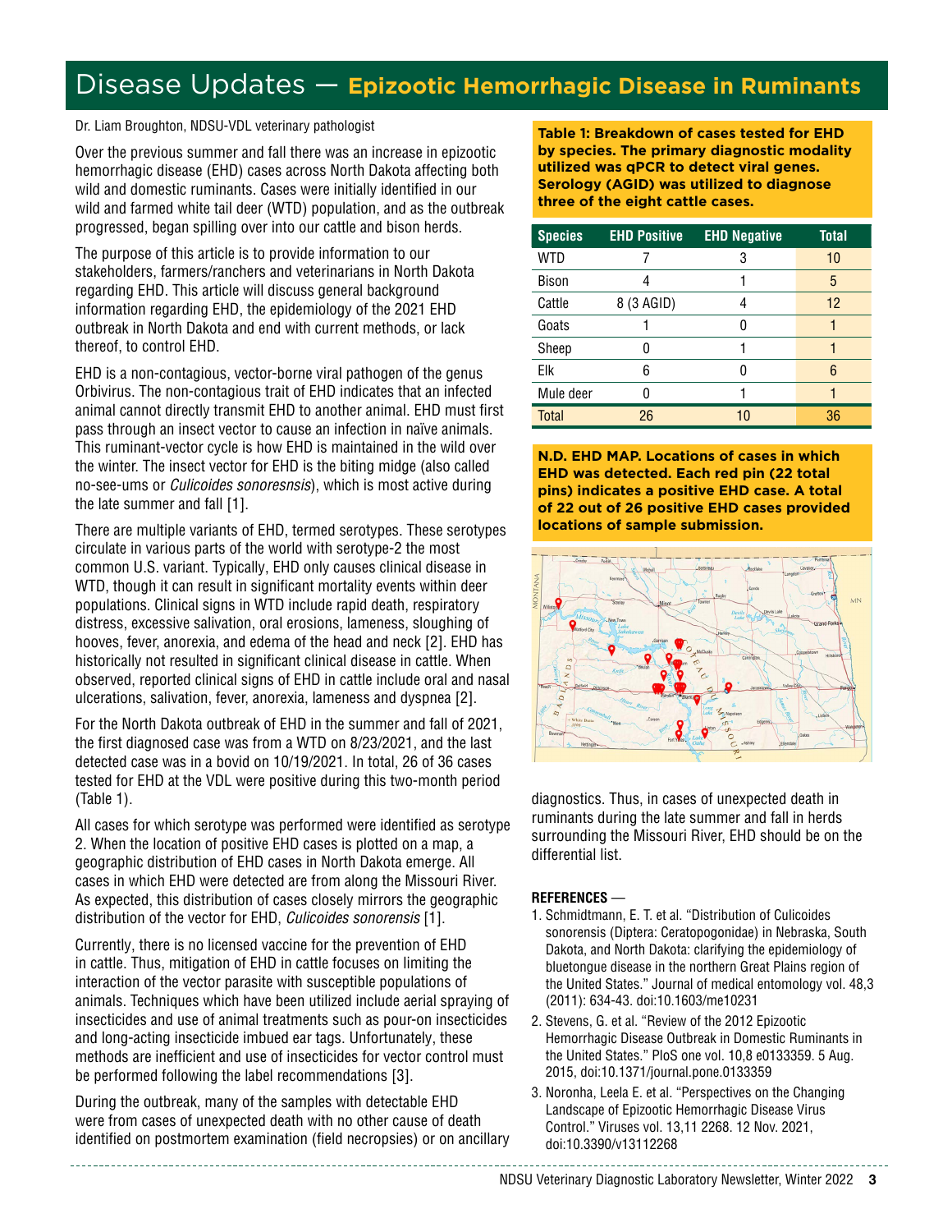# Disease Updates — Epizootic Hemorrhagic Disease in Ruminants

Dr. Liam Broughton, NDSU-VDL veterinary pathologist

Over the previous summer and fall there was an increase in epizootic hemorrhagic disease (EHD) cases across North Dakota affecting both wild and domestic ruminants. Cases were initially identified in our wild and farmed white tail deer (WTD) population, and as the outbreak progressed, began spilling over into our cattle and bison herds.

The purpose of this article is to provide information to our stakeholders, farmers/ranchers and veterinarians in North Dakota regarding EHD. This article will discuss general background information regarding EHD, the epidemiology of the 2021 EHD outbreak in North Dakota and end with current methods, or lack thereof, to control EHD.

EHD is a non-contagious, vector-borne viral pathogen of the genus Orbivirus. The non-contagious trait of EHD indicates that an infected animal cannot directly transmit EHD to another animal. EHD must first pass through an insect vector to cause an infection in naïve animals. This ruminant-vector cycle is how EHD is maintained in the wild over the winter. The insect vector for EHD is the biting midge (also called no-see-ums or *Culicoides sonoresnsis*), which is most active during the late summer and fall [1].

There are multiple variants of EHD, termed serotypes. These serotypes circulate in various parts of the world with serotype-2 the most common U.S. variant. Typically, EHD only causes clinical disease in WTD, though it can result in significant mortality events within deer populations. Clinical signs in WTD include rapid death, respiratory distress, excessive salivation, oral erosions, lameness, sloughing of hooves, fever, anorexia, and edema of the head and neck [2]. EHD has historically not resulted in significant clinical disease in cattle. When observed, reported clinical signs of EHD in cattle include oral and nasal ulcerations, salivation, fever, anorexia, lameness and dyspnea [2].

For the North Dakota outbreak of EHD in the summer and fall of 2021, the first diagnosed case was from a WTD on 8/23/2021, and the last detected case was in a bovid on 10/19/2021. In total, 26 of 36 cases tested for EHD at the VDL were positive during this two-month period (Table 1).

All cases for which serotype was performed were identified as serotype 2. When the location of positive EHD cases is plotted on a map, a geographic distribution of EHD cases in North Dakota emerge. All cases in which EHD were detected are from along the Missouri River. As expected, this distribution of cases closely mirrors the geographic distribution of the vector for EHD, *Culicoides sonorensis* [1].

Currently, there is no licensed vaccine for the prevention of EHD in cattle. Thus, mitigation of EHD in cattle focuses on limiting the interaction of the vector parasite with susceptible populations of animals. Techniques which have been utilized include aerial spraying of insecticides and use of animal treatments such as pour-on insecticides and long-acting insecticide imbued ear tags. Unfortunately, these methods are inefficient and use of insecticides for vector control must be performed following the label recommendations [3].

During the outbreak, many of the samples with detectable EHD were from cases of unexpected death with no other cause of death identified on postmortem examination (field necropsies) or on ancillary diagnostics. Thus, in cases of unexpected death in ruminants during the late summer and fall in herds surrounding the Missouri River, EHD should be on the differential list.

**Table 1: Breakdown of cases tested for EHD by species. The primary diagnostic modality utilized was qPCR to detect viral genes. Serology (AGID) was utilized to diagnose three of the eight cattle cases.**

| Species | EHD Positive | EHD Negative | Total |
|---|---|---|---|
| WTD | 7 | 3 | 10 |
| Bison | 4 | 1 | 5 |
| Cattle | 8 (3 AGID) | 4 | 12 |
| Goats | 1 | 0 | 1 |
| Sheep | 0 | 1 | 1 |
| Elk | 6 | 0 | 6 |
| Mule deer | 0 | 1 | 1 |
| Total | 26 | 10 | 36 |

**N.D. EHD MAP. Locations of cases in which EHD was detected. Each red pin (22 total pins) indicates a positive EHD case. A total of 22 out of 26 positive EHD cases provided locations of sample submission.**

## REFERENCES —

1. Schmidtmann, E. T. et al. "Distribution of Culicoides sonorensis (Diptera: Ceratopogonidae) in Nebraska, South Dakota, and North Dakota: clarifying the epidemiology of bluetongue disease in the northern Great Plains region of the United States." Journal of medical entomology vol. 48,3 (2011): 634-43. doi:10.1603/me10231
2. Stevens, G. et al. "Review of the 2012 Epizootic Hemorrhagic Disease Outbreak in Domestic Ruminants in the United States." PloS one vol. 10,8 e0133359. 5 Aug. 2015, doi:10.1371/journal.pone.0133359
3. Noronha, Leela E. et al. "Perspectives on the Changing Landscape of Epizootic Hemorrhagic Disease Virus Control." Viruses vol. 13,11 2268. 12 Nov. 2021, doi:10.3390/v13112268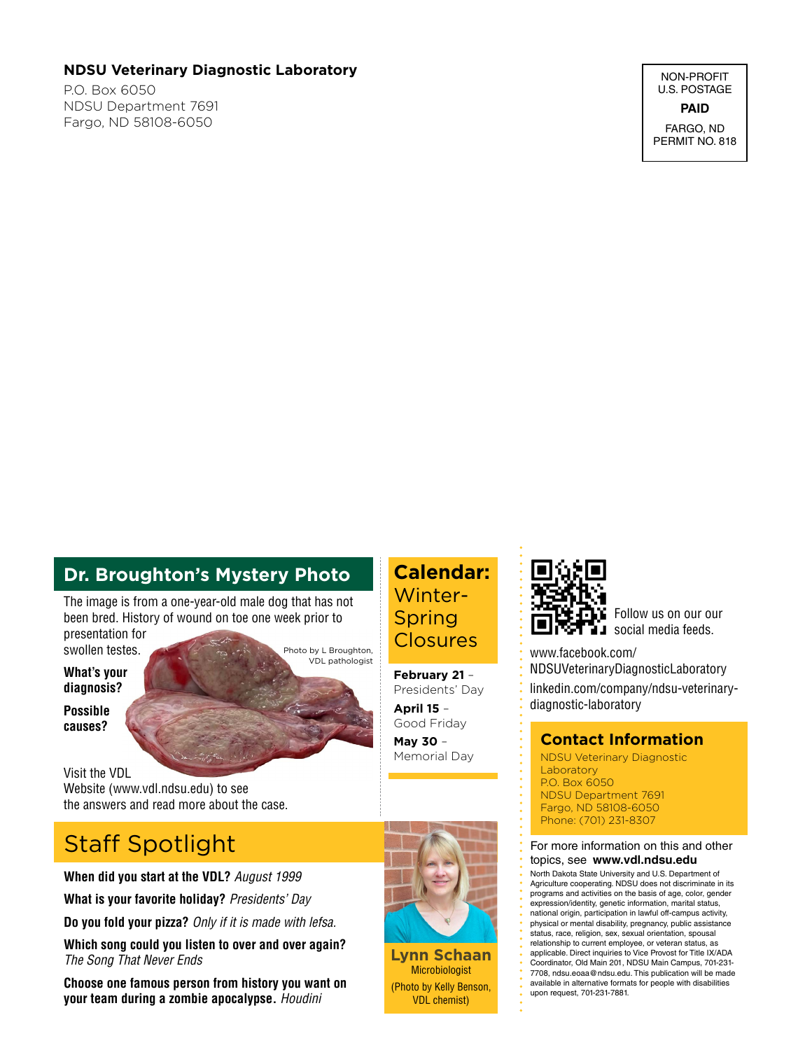**NDSU Veterinary Diagnostic Laboratory**

P.O. Box 6050
NDSU Department 7691
Fargo, ND 58108-6050

NON-PROFIT
U.S. POSTAGE
**PAID**
FARGO, ND
PERMIT NO. 818

## Dr. Broughton's Mystery Photo

The image is from a one-year-old male dog that has not been bred. History of wound on toe one week prior to presentation for swollen testes.

Photo by L Broughton, VDL pathologist

**What's your diagnosis?**

**Possible causes?**

Visit the VDL Website (www.vdl.ndsu.edu) to see the answers and read more about the case.

## Calendar: Winter-Spring Closures

**February 21** – Presidents' Day

**April 15** – Good Friday

**May 30** – Memorial Day

## Staff Spotlight

**When did you start at the VDL?** *August 1999*

**What is your favorite holiday?** *Presidents' Day*

**Do you fold your pizza?** *Only if it is made with lefsa.*

**Which song could you listen to over and over again?** *The Song That Never Ends*

**Choose one famous person from history you want on your team during a zombie apocalypse.** *Houdini*

**Lynn Schaan**
Microbiologist
(Photo by Kelly Benson, VDL chemist)

Follow us on our our social media feeds.

www.facebook.com/NDSUVeterinaryDiagnosticLaboratory

linkedin.com/company/ndsu-veterinary-diagnostic-laboratory

## Contact Information

NDSU Veterinary Diagnostic Laboratory
P.O. Box 6050
NDSU Department 7691
Fargo, ND 58108-6050
Phone: (701) 231-8307

For more information on this and other topics, see **www.vdl.ndsu.edu**

North Dakota State University and U.S. Department of Agriculture cooperating. NDSU does not discriminate in its programs and activities on the basis of age, color, gender expression/identity, genetic information, marital status, national origin, participation in lawful off-campus activity, physical or mental disability, pregnancy, public assistance status, race, religion, sex, sexual orientation, spousal relationship to current employee, or veteran status, as applicable. Direct inquiries to Vice Provost for Title IX/ADA Coordinator, Old Main 201, NDSU Main Campus, 701-231-7708, ndsu.eoaa@ndsu.edu. This publication will be made available in alternative formats for people with disabilities upon request, 701-231-7881.